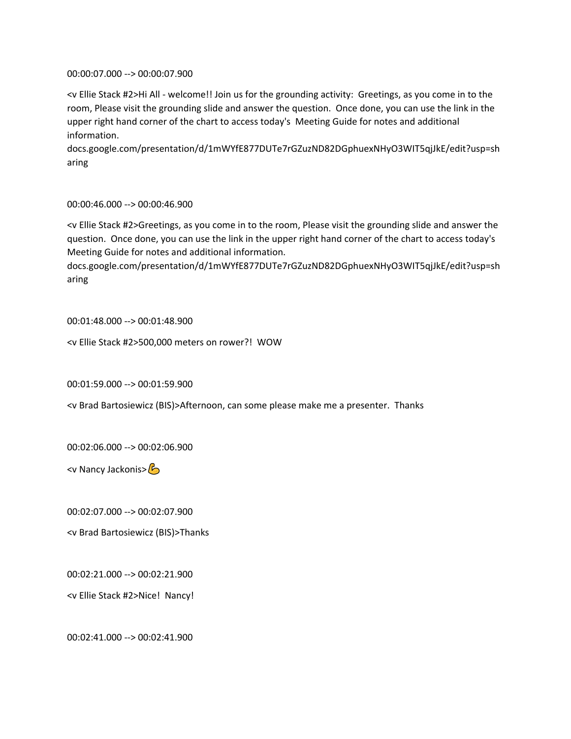00:00:07.000 --> 00:00:07.900

<v Ellie Stack #2>Hi All - welcome!! Join us for the grounding activity:  Greetings, as you come in to the room, Please visit the grounding slide and answer the question.  Once done, you can use the link in the upper right hand corner of the chart to access today's  Meeting Guide for notes and additional information.
docs.google.com/presentation/d/1mWYfE877DUTe7rGZuzND82DGphuexNHyO3WIT5qjJkE/edit?usp=sharing

00:00:46.000 --> 00:00:46.900

<v Ellie Stack #2>Greetings, as you come in to the room, Please visit the grounding slide and answer the question.  Once done, you can use the link in the upper right hand corner of the chart to access today's  Meeting Guide for notes and additional information.
docs.google.com/presentation/d/1mWYfE877DUTe7rGZuzND82DGphuexNHyO3WIT5qjJkE/edit?usp=sharing

00:01:48.000 --> 00:01:48.900

<v Ellie Stack #2>500,000 meters on rower?!  WOW

00:01:59.000 --> 00:01:59.900

<v Brad Bartosiewicz (BIS)>Afternoon, can some please make me a presenter.  Thanks

00:02:06.000 --> 00:02:06.900

<v Nancy Jackonis>💪

00:02:07.000 --> 00:02:07.900

<v Brad Bartosiewicz (BIS)>Thanks

00:02:21.000 --> 00:02:21.900

<v Ellie Stack #2>Nice!  Nancy!

00:02:41.000 --> 00:02:41.900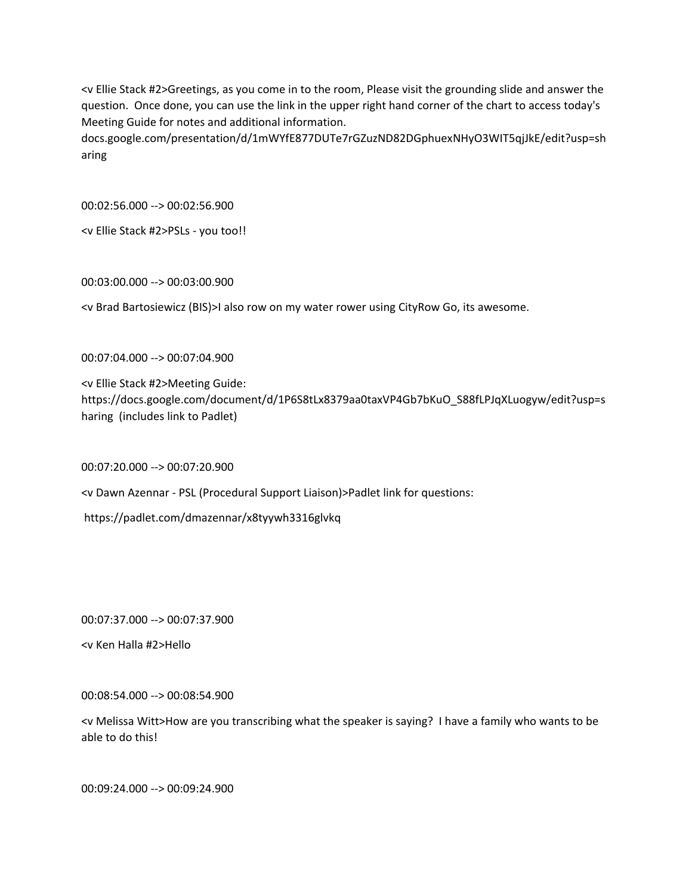<v Ellie Stack #2>Greetings, as you come in to the room, Please visit the grounding slide and answer the question.  Once done, you can use the link in the upper right hand corner of the chart to access today's Meeting Guide for notes and additional information. docs.google.com/presentation/d/1mWYfE877DUTe7rGZuzND82DGphuexNHyO3WIT5qjJkE/edit?usp=sharing

00:02:56.000 --> 00:02:56.900

<v Ellie Stack #2>PSLs - you too!!

00:03:00.000 --> 00:03:00.900

<v Brad Bartosiewicz (BIS)>I also row on my water rower using CityRow Go, its awesome.

00:07:04.000 --> 00:07:04.900

<v Ellie Stack #2>Meeting Guide: https://docs.google.com/document/d/1P6S8tLx8379aa0taxVP4Gb7bKuO_S88fLPJqXLuogyw/edit?usp=sharing  (includes link to Padlet)

00:07:20.000 --> 00:07:20.900

<v Dawn Azennar - PSL (Procedural Support Liaison)>Padlet link for questions:

https://padlet.com/dmazennar/x8tyywh3316glvkq

00:07:37.000 --> 00:07:37.900

<v Ken Halla #2>Hello

00:08:54.000 --> 00:08:54.900

<v Melissa Witt>How are you transcribing what the speaker is saying?  I have a family who wants to be able to do this!

00:09:24.000 --> 00:09:24.900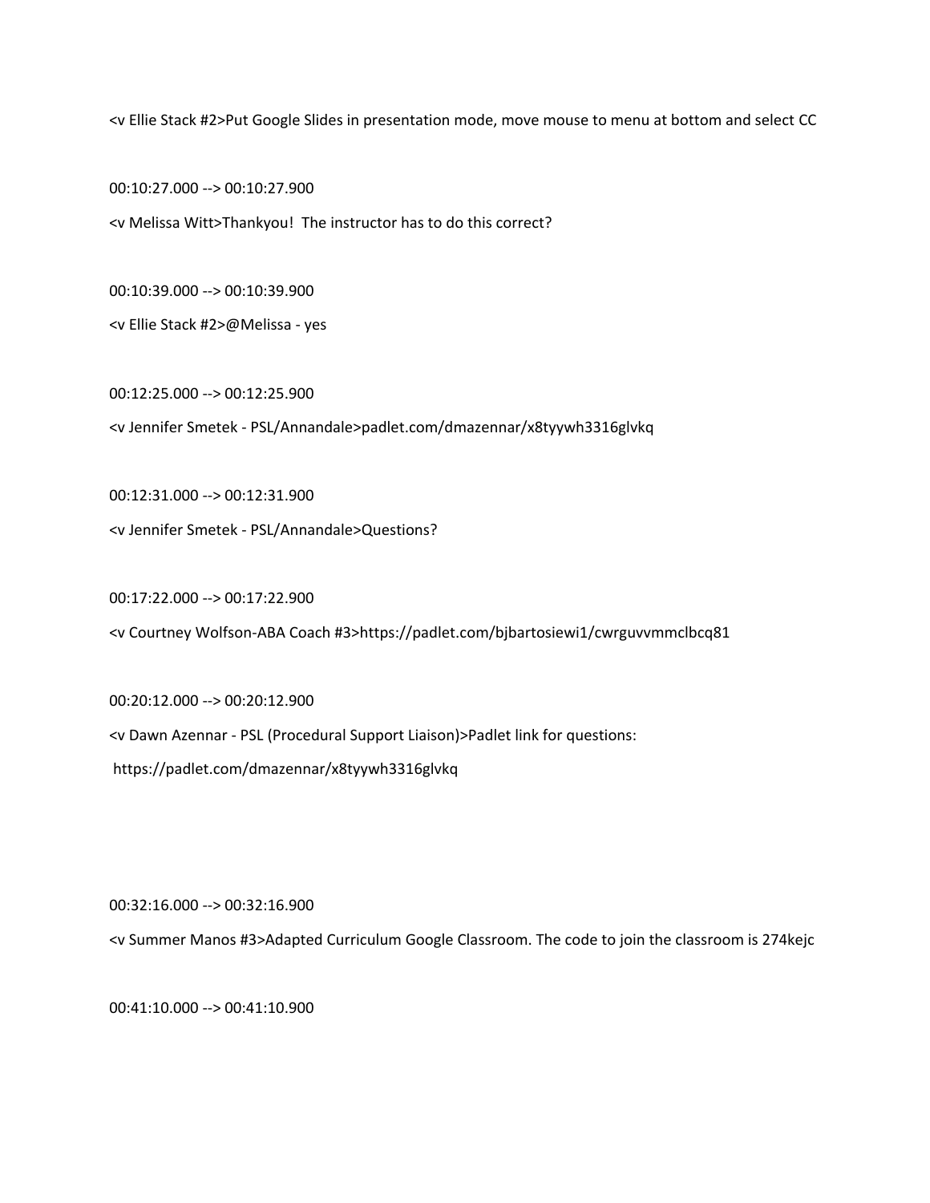<v Ellie Stack #2>Put Google Slides in presentation mode, move mouse to menu at bottom and select CC

00:10:27.000 --> 00:10:27.900

<v Melissa Witt>Thankyou!  The instructor has to do this correct?

00:10:39.000 --> 00:10:39.900

<v Ellie Stack #2>@Melissa - yes

00:12:25.000 --> 00:12:25.900

<v Jennifer Smetek - PSL/Annandale>padlet.com/dmazennar/x8tyywh3316glvkq

00:12:31.000 --> 00:12:31.900

<v Jennifer Smetek - PSL/Annandale>Questions?

00:17:22.000 --> 00:17:22.900

<v Courtney Wolfson-ABA Coach #3>https://padlet.com/bjbartosiewi1/cwrguvvmmclbcq81

00:20:12.000 --> 00:20:12.900

<v Dawn Azennar - PSL (Procedural Support Liaison)>Padlet link for questions:

https://padlet.com/dmazennar/x8tyywh3316glvkq

00:32:16.000 --> 00:32:16.900

<v Summer Manos #3>Adapted Curriculum Google Classroom. The code to join the classroom is 274kejc

00:41:10.000 --> 00:41:10.900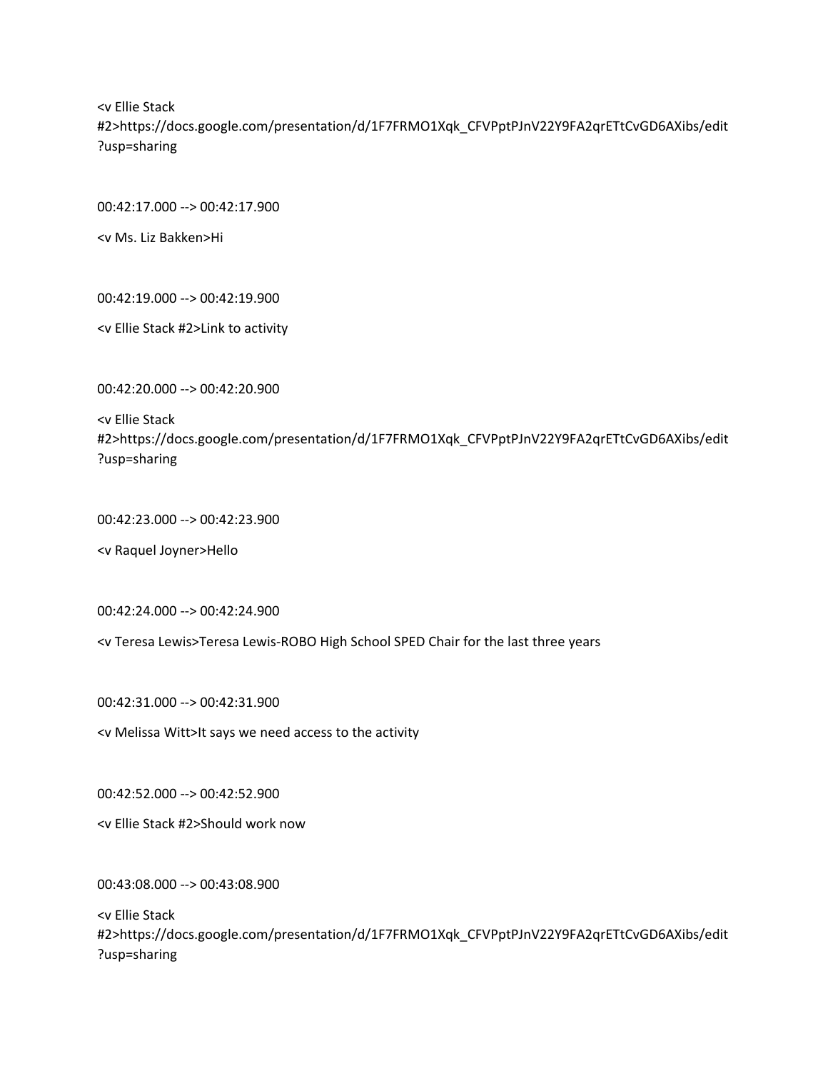<v Ellie Stack #2>https://docs.google.com/presentation/d/1F7FRMO1Xqk_CFVPptPJnV22Y9FA2qrETtCvGD6AXibs/edit?usp=sharing

00:42:17.000 --> 00:42:17.900

<v Ms. Liz Bakken>Hi

00:42:19.000 --> 00:42:19.900

<v Ellie Stack #2>Link to activity

00:42:20.000 --> 00:42:20.900

<v Ellie Stack #2>https://docs.google.com/presentation/d/1F7FRMO1Xqk_CFVPptPJnV22Y9FA2qrETtCvGD6AXibs/edit?usp=sharing

00:42:23.000 --> 00:42:23.900

<v Raquel Joyner>Hello

00:42:24.000 --> 00:42:24.900

<v Teresa Lewis>Teresa Lewis-ROBO High School SPED Chair for the last three years

00:42:31.000 --> 00:42:31.900

<v Melissa Witt>It says we need access to the activity

00:42:52.000 --> 00:42:52.900

<v Ellie Stack #2>Should work now

00:43:08.000 --> 00:43:08.900

<v Ellie Stack #2>https://docs.google.com/presentation/d/1F7FRMO1Xqk_CFVPptPJnV22Y9FA2qrETtCvGD6AXibs/edit?usp=sharing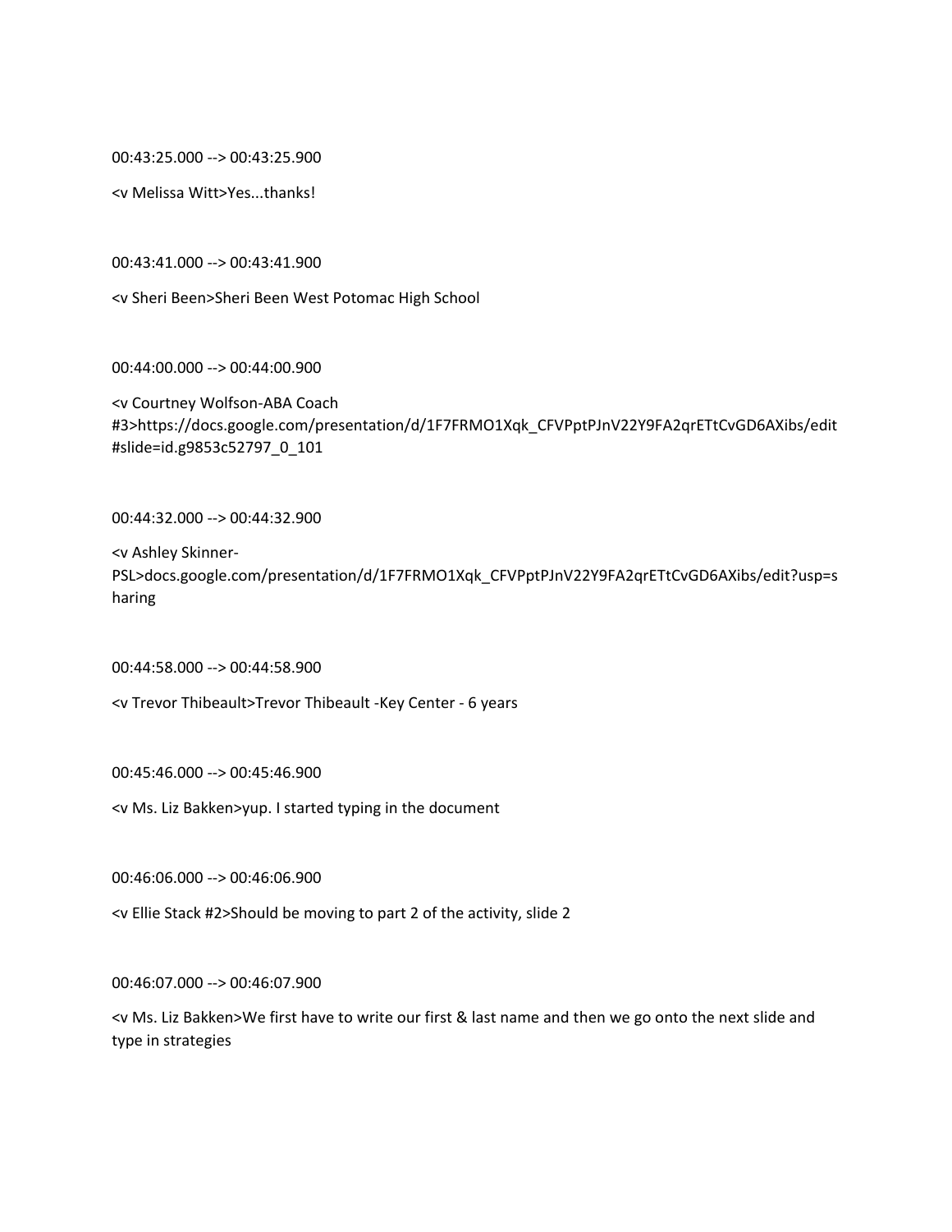00:43:25.000 --> 00:43:25.900

<v Melissa Witt>Yes...thanks!

00:43:41.000 --> 00:43:41.900

<v Sheri Been>Sheri Been West Potomac High School

00:44:00.000 --> 00:44:00.900

<v Courtney Wolfson-ABA Coach #3>https://docs.google.com/presentation/d/1F7FRMO1Xqk_CFVPptPJnV22Y9FA2qrETtCvGD6AXibs/edit#slide=id.g9853c52797_0_101

00:44:32.000 --> 00:44:32.900

<v Ashley Skinner-PSL>docs.google.com/presentation/d/1F7FRMO1Xqk_CFVPptPJnV22Y9FA2qrETtCvGD6AXibs/edit?usp=sharing

00:44:58.000 --> 00:44:58.900

<v Trevor Thibeault>Trevor Thibeault -Key Center - 6 years

00:45:46.000 --> 00:45:46.900

<v Ms. Liz Bakken>yup. I started typing in the document

00:46:06.000 --> 00:46:06.900

<v Ellie Stack #2>Should be moving to part 2 of the activity, slide 2

00:46:07.000 --> 00:46:07.900

<v Ms. Liz Bakken>We first have to write our first & last name and then we go onto the next slide and type in strategies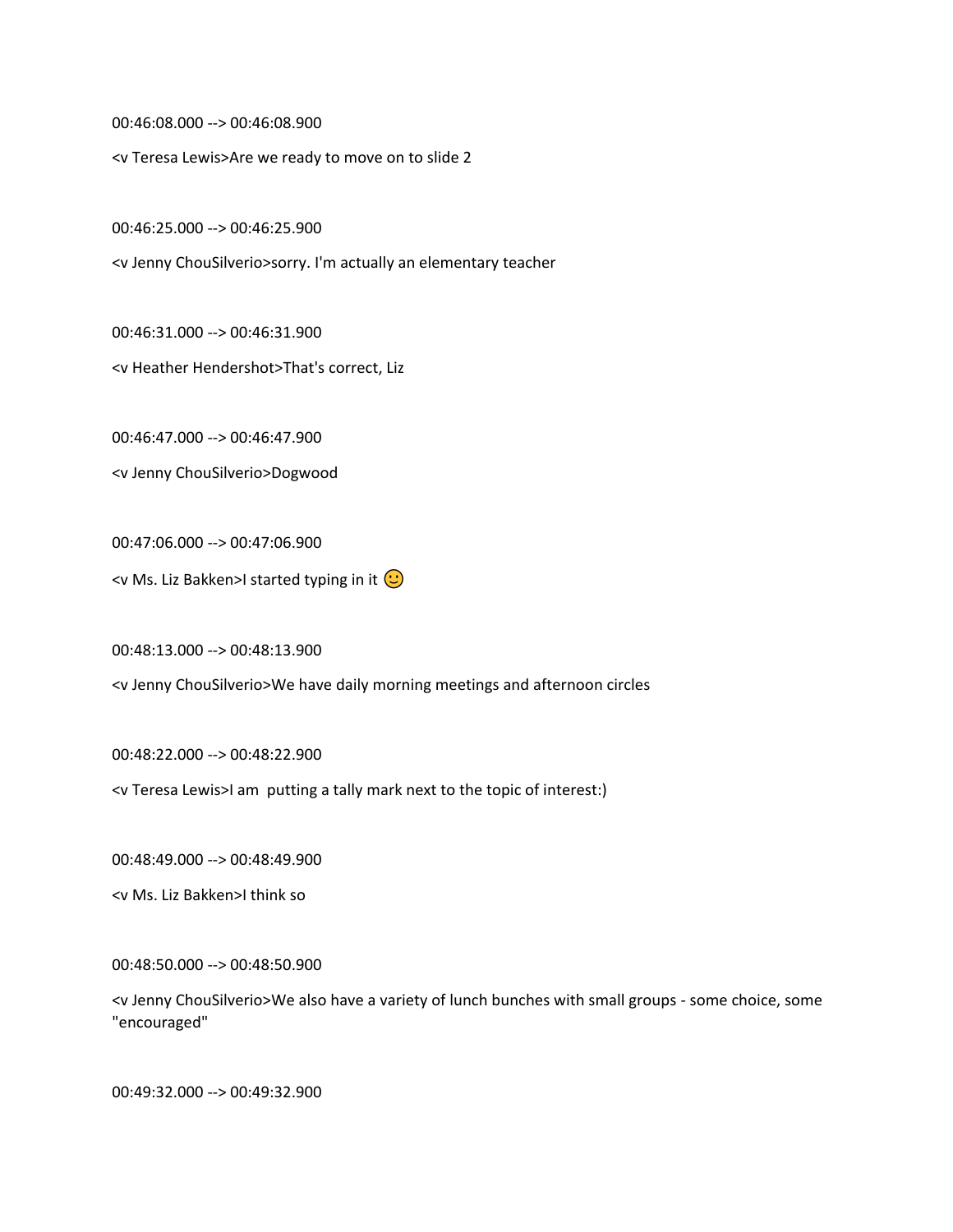00:46:08.000 --> 00:46:08.900

<v Teresa Lewis>Are we ready to move on to slide 2

00:46:25.000 --> 00:46:25.900

<v Jenny ChouSilverio>sorry. I'm actually an elementary teacher

00:46:31.000 --> 00:46:31.900

<v Heather Hendershot>That's correct, Liz

00:46:47.000 --> 00:46:47.900

<v Jenny ChouSilverio>Dogwood

00:47:06.000 --> 00:47:06.900

<v Ms. Liz Bakken>I started typing in it 🙂

00:48:13.000 --> 00:48:13.900

<v Jenny ChouSilverio>We have daily morning meetings and afternoon circles

00:48:22.000 --> 00:48:22.900

<v Teresa Lewis>I am  putting a tally mark next to the topic of interest:)

00:48:49.000 --> 00:48:49.900

<v Ms. Liz Bakken>I think so

00:48:50.000 --> 00:48:50.900

<v Jenny ChouSilverio>We also have a variety of lunch bunches with small groups - some choice, some "encouraged"

00:49:32.000 --> 00:49:32.900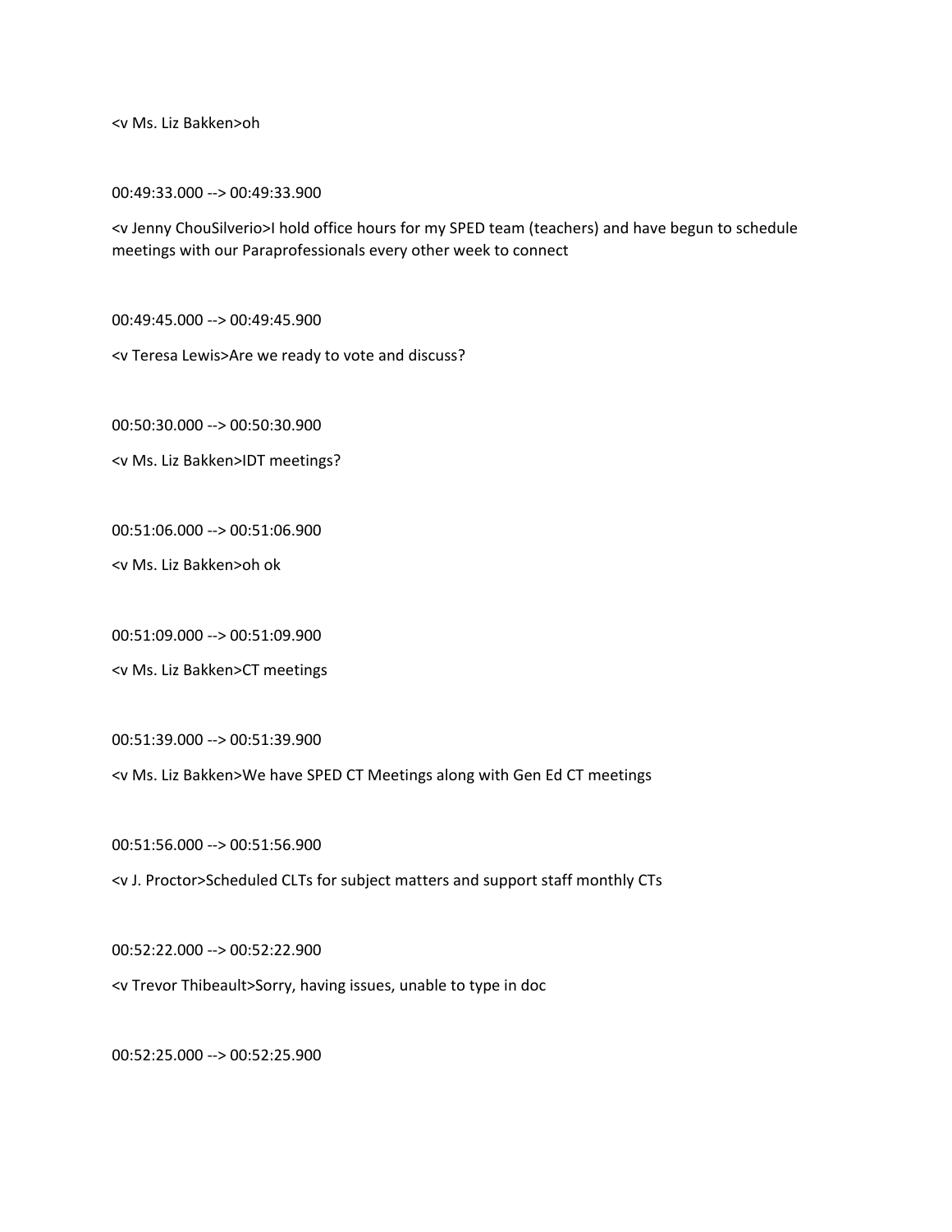<v Ms. Liz Bakken>oh

00:49:33.000 --> 00:49:33.900

<v Jenny ChouSilverio>I hold office hours for my SPED team (teachers) and have begun to schedule meetings with our Paraprofessionals every other week to connect

00:49:45.000 --> 00:49:45.900

<v Teresa Lewis>Are we ready to vote and discuss?

00:50:30.000 --> 00:50:30.900

<v Ms. Liz Bakken>IDT meetings?

00:51:06.000 --> 00:51:06.900

<v Ms. Liz Bakken>oh ok

00:51:09.000 --> 00:51:09.900

<v Ms. Liz Bakken>CT meetings

00:51:39.000 --> 00:51:39.900

<v Ms. Liz Bakken>We have SPED CT Meetings along with Gen Ed CT meetings

00:51:56.000 --> 00:51:56.900

<v J. Proctor>Scheduled CLTs for subject matters and support staff monthly CTs

00:52:22.000 --> 00:52:22.900

<v Trevor Thibeault>Sorry, having issues, unable to type in doc

00:52:25.000 --> 00:52:25.900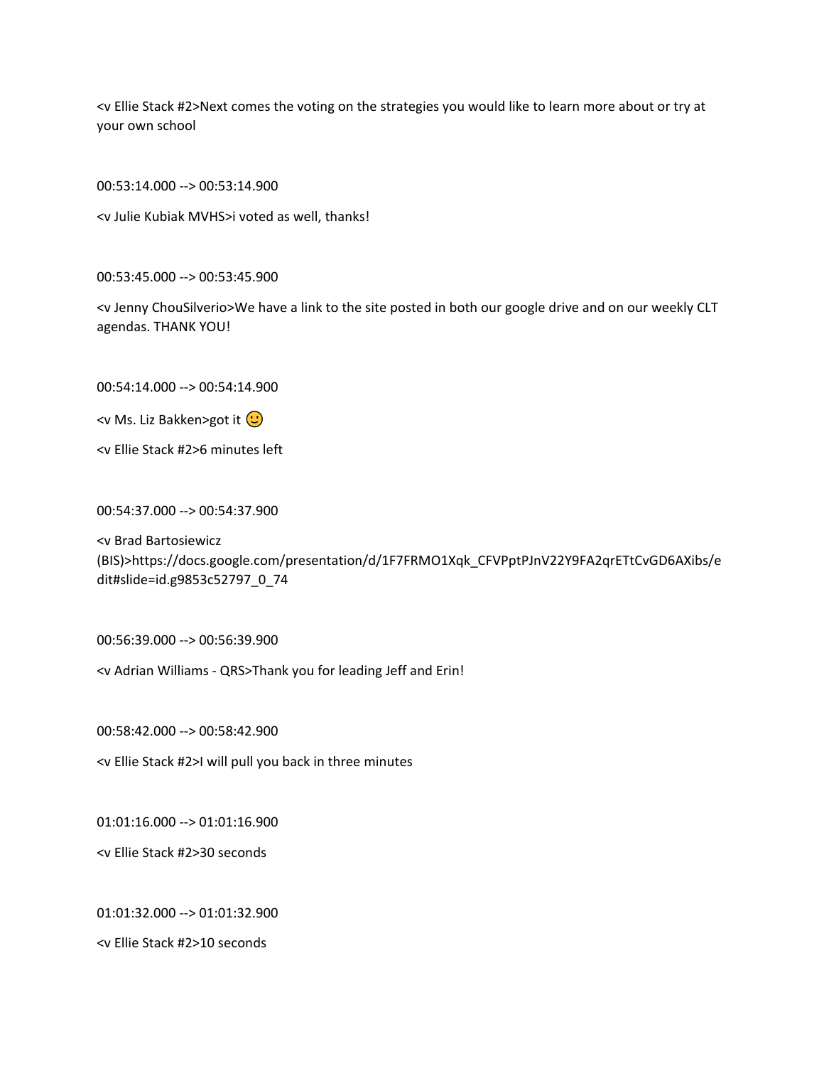<v Ellie Stack #2>Next comes the voting on the strategies you would like to learn more about or try at your own school

00:53:14.000 --> 00:53:14.900

<v Julie Kubiak MVHS>i voted as well, thanks!

00:53:45.000 --> 00:53:45.900

<v Jenny ChouSilverio>We have a link to the site posted in both our google drive and on our weekly CLT agendas. THANK YOU!

00:54:14.000 --> 00:54:14.900

<v Ms. Liz Bakken>got it 🙂

<v Ellie Stack #2>6 minutes left

00:54:37.000 --> 00:54:37.900

<v Brad Bartosiewicz (BIS)>https://docs.google.com/presentation/d/1F7FRMO1Xqk_CFVPptPJnV22Y9FA2qrETtCvGD6AXibs/edit#slide=id.g9853c52797_0_74

00:56:39.000 --> 00:56:39.900

<v Adrian Williams - QRS>Thank you for leading Jeff and Erin!

00:58:42.000 --> 00:58:42.900

<v Ellie Stack #2>I will pull you back in three minutes

01:01:16.000 --> 01:01:16.900

<v Ellie Stack #2>30 seconds

01:01:32.000 --> 01:01:32.900

<v Ellie Stack #2>10 seconds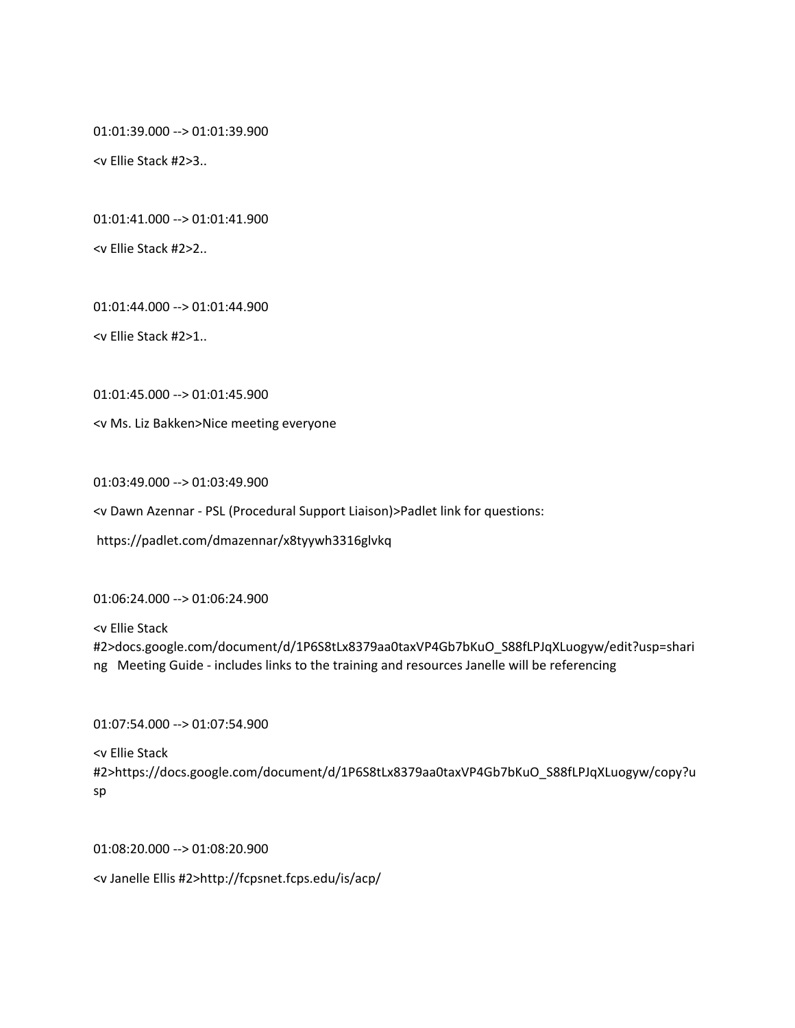01:01:39.000 --> 01:01:39.900

<v Ellie Stack #2>3..

01:01:41.000 --> 01:01:41.900

<v Ellie Stack #2>2..

01:01:44.000 --> 01:01:44.900

<v Ellie Stack #2>1..

01:01:45.000 --> 01:01:45.900

<v Ms. Liz Bakken>Nice meeting everyone

01:03:49.000 --> 01:03:49.900

<v Dawn Azennar - PSL (Procedural Support Liaison)>Padlet link for questions:

https://padlet.com/dmazennar/x8tyywh3316glvkq

01:06:24.000 --> 01:06:24.900

<v Ellie Stack #2>docs.google.com/document/d/1P6S8tLx8379aa0taxVP4Gb7bKuO_S88fLPJqXLuogyw/edit?usp=sharing   Meeting Guide - includes links to the training and resources Janelle will be referencing

01:07:54.000 --> 01:07:54.900

<v Ellie Stack #2>https://docs.google.com/document/d/1P6S8tLx8379aa0taxVP4Gb7bKuO_S88fLPJqXLuogyw/copy?usp

01:08:20.000 --> 01:08:20.900

<v Janelle Ellis #2>http://fcpsnet.fcps.edu/is/acp/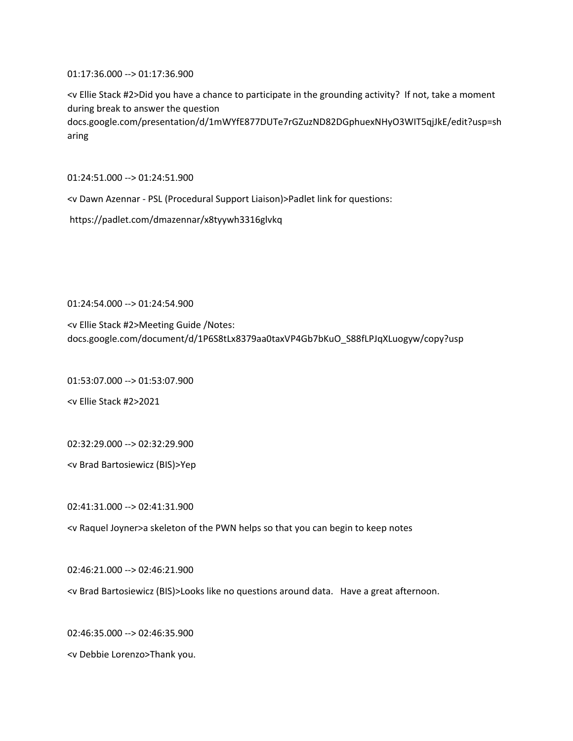01:17:36.000 --> 01:17:36.900

<v Ellie Stack #2>Did you have a chance to participate in the grounding activity?  If not, take a moment during break to answer the question docs.google.com/presentation/d/1mWYfE877DUTe7rGZuzND82DGphuexNHyO3WIT5qjJkE/edit?usp=sharing

01:24:51.000 --> 01:24:51.900

<v Dawn Azennar - PSL (Procedural Support Liaison)>Padlet link for questions:

https://padlet.com/dmazennar/x8tyywh3316glvkq

01:24:54.000 --> 01:24:54.900

<v Ellie Stack #2>Meeting Guide /Notes: docs.google.com/document/d/1P6S8tLx8379aa0taxVP4Gb7bKuO_S88fLPJqXLuogyw/copy?usp

01:53:07.000 --> 01:53:07.900

<v Ellie Stack #2>2021

02:32:29.000 --> 02:32:29.900

<v Brad Bartosiewicz (BIS)>Yep

02:41:31.000 --> 02:41:31.900

<v Raquel Joyner>a skeleton of the PWN helps so that you can begin to keep notes

02:46:21.000 --> 02:46:21.900

<v Brad Bartosiewicz (BIS)>Looks like no questions around data.   Have a great afternoon.

02:46:35.000 --> 02:46:35.900

<v Debbie Lorenzo>Thank you.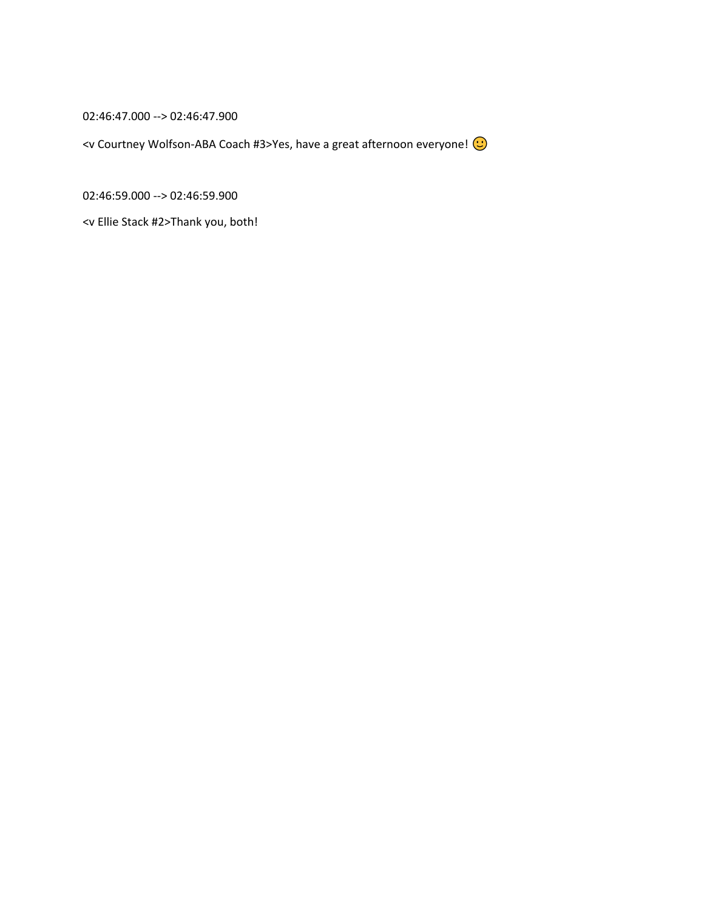02:46:47.000 --> 02:46:47.900

<v Courtney Wolfson-ABA Coach #3>Yes, have a great afternoon everyone! 🙂

02:46:59.000 --> 02:46:59.900

<v Ellie Stack #2>Thank you, both!